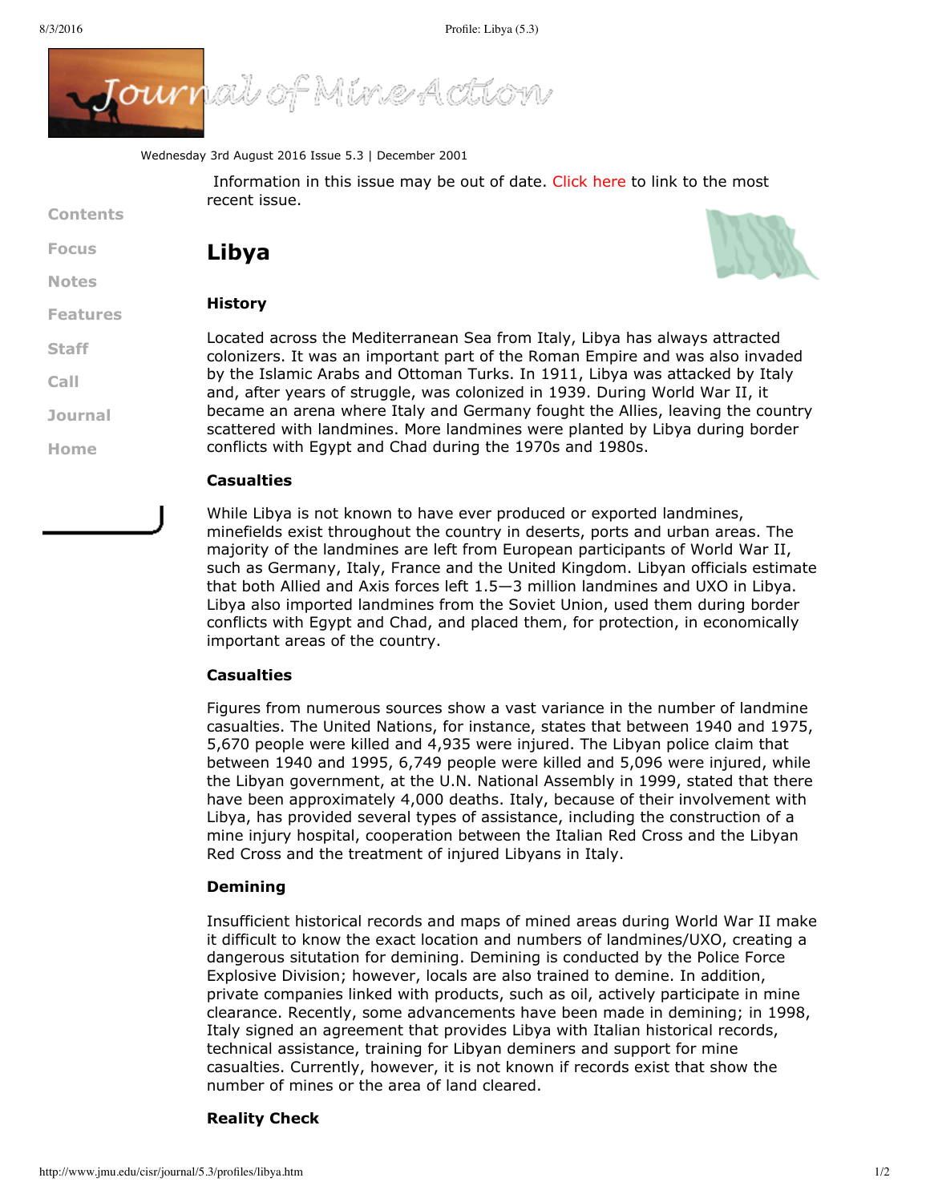Wednesday 3rd August 2016 Issue 5.3 | December 2001

Information in this issue may be out of date. Click here to link to the most recent issue.

Contents

Focus

Notes

Features

Staff

Call

Journal

Home

# Libya

### History

Located across the Mediterranean Sea from Italy, Libya has always attracted colonizers. It was an important part of the Roman Empire and was also invaded by the Islamic Arabs and Ottoman Turks. In 1911, Libya was attacked by Italy and, after years of struggle, was colonized in 1939. During World War II, it became an arena where Italy and Germany fought the Allies, leaving the country scattered with landmines. More landmines were planted by Libya during border conflicts with Egypt and Chad during the 1970s and 1980s.

### Casualties

While Libya is not known to have ever produced or exported landmines, minefields exist throughout the country in deserts, ports and urban areas. The majority of the landmines are left from European participants of World War II, such as Germany, Italy, France and the United Kingdom. Libyan officials estimate that both Allied and Axis forces left 1.5—3 million landmines and UXO in Libya. Libya also imported landmines from the Soviet Union, used them during border conflicts with Egypt and Chad, and placed them, for protection, in economically important areas of the country.

### Casualties

Figures from numerous sources show a vast variance in the number of landmine casualties. The United Nations, for instance, states that between 1940 and 1975, 5,670 people were killed and 4,935 were injured. The Libyan police claim that between 1940 and 1995, 6,749 people were killed and 5,096 were injured, while the Libyan government, at the U.N. National Assembly in 1999, stated that there have been approximately 4,000 deaths. Italy, because of their involvement with Libya, has provided several types of assistance, including the construction of a mine injury hospital, cooperation between the Italian Red Cross and the Libyan Red Cross and the treatment of injured Libyans in Italy.

### Demining

Insufficient historical records and maps of mined areas during World War II make it difficult to know the exact location and numbers of landmines/UXO, creating a dangerous situtation for demining. Demining is conducted by the Police Force Explosive Division; however, locals are also trained to demine. In addition, private companies linked with products, such as oil, actively participate in mine clearance. Recently, some advancements have been made in demining; in 1998, Italy signed an agreement that provides Libya with Italian historical records, technical assistance, training for Libyan deminers and support for mine casualties. Currently, however, it is not known if records exist that show the number of mines or the area of land cleared.

### Reality Check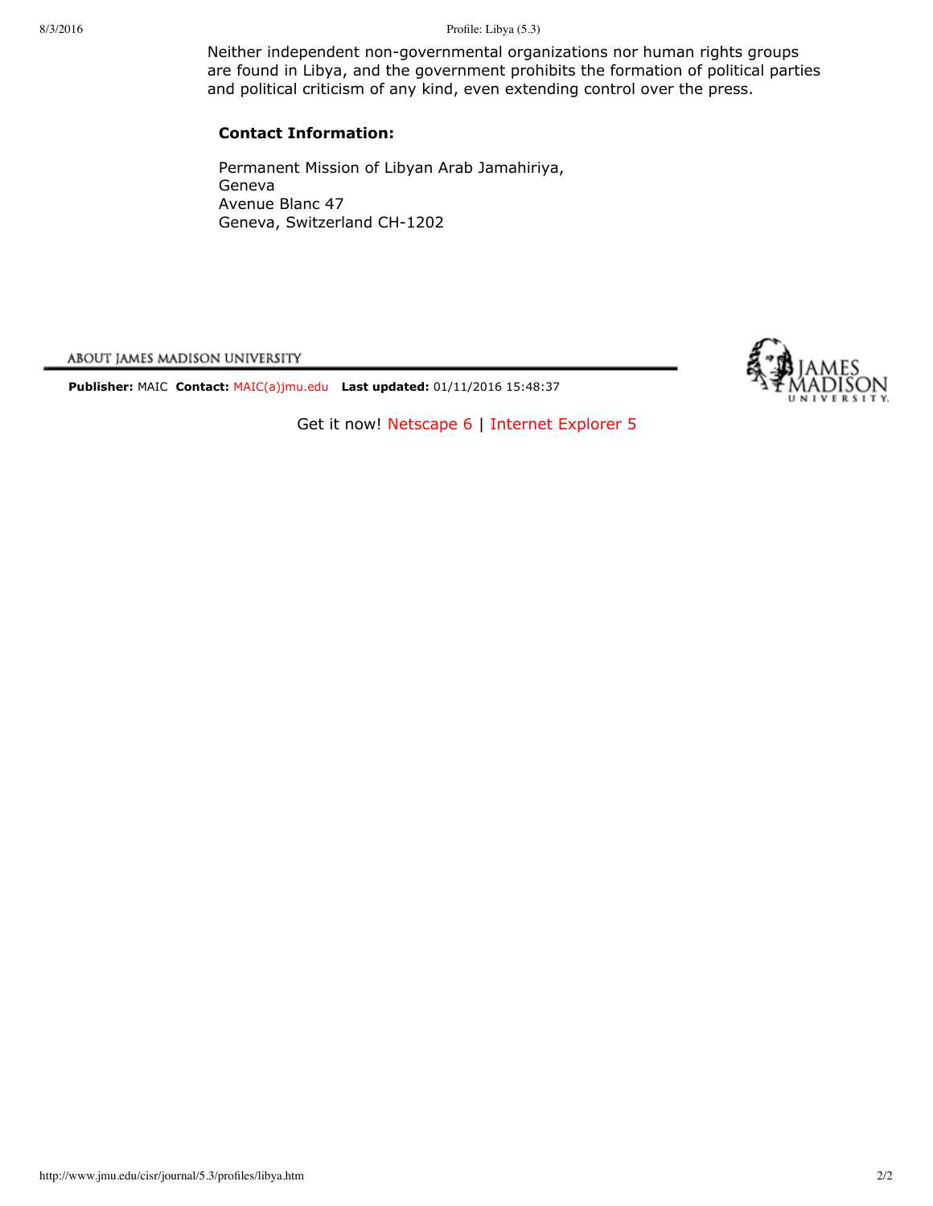Neither independent non-governmental organizations nor human rights groups are found in Libya, and the government prohibits the formation of political parties and political criticism of any kind, even extending control over the press.

**Contact Information:**

Permanent Mission of Libyan Arab Jamahiriya,
Geneva
Avenue Blanc 47
Geneva, Switzerland CH-1202

ABOUT JAMES MADISON UNIVERSITY

**Publisher:** MAIC **Contact:** MAIC(a)jmu.edu **Last updated:** 01/11/2016 15:48:37

Get it now! Netscape 6 | Internet Explorer 5